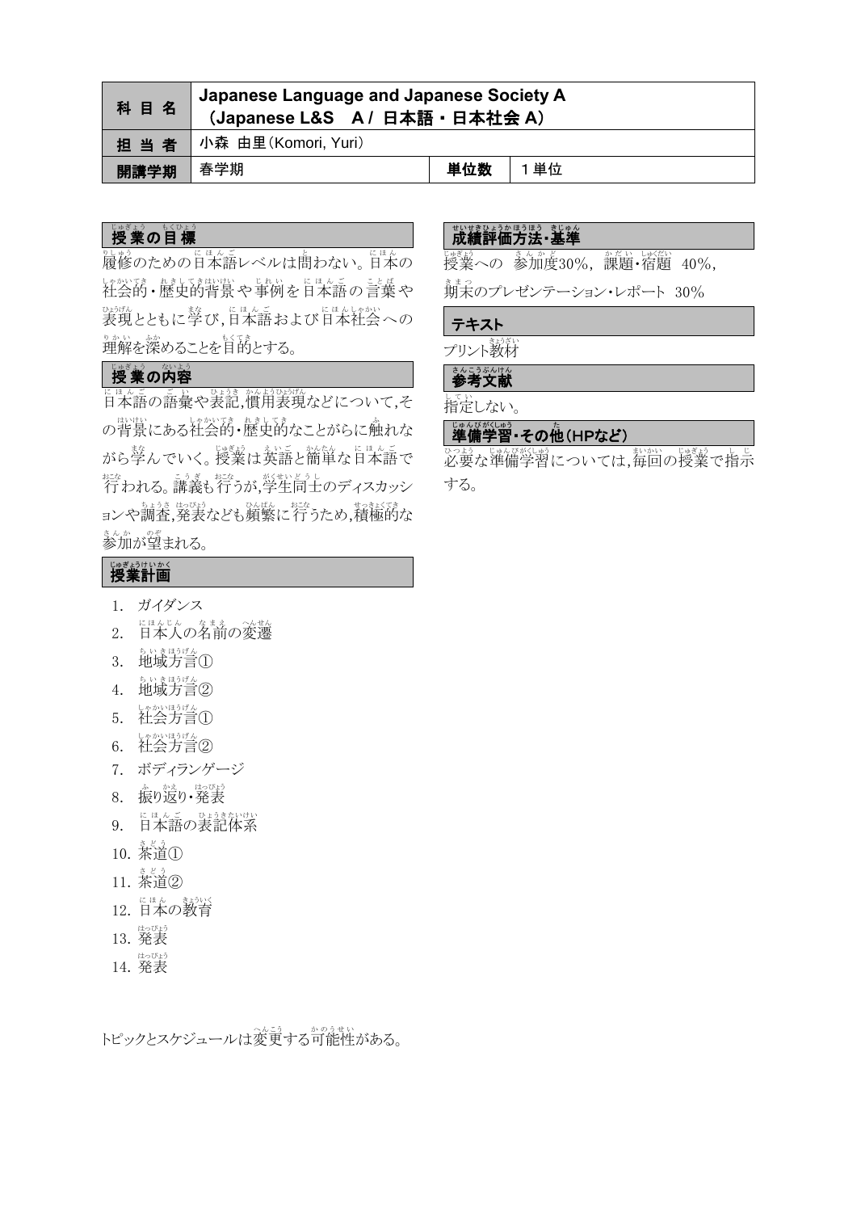| 科目名 | Japanese Language and Japanese Society A<br>（Japanese L&S　A / 日本語・日本社会 A） | | |
|---|---|---|---|
| 担当者 | 小森 由里（Komori, Yuri） | | |
| 開講学期 | 春学期 | 単位数 | 1単位 |

## 授業の目標

履修のための日本語レベルは問わない。日本の社会的・歴史的背景や事例を日本語の言葉や表現とともに学び，日本語および日本社会への理解を深めることを目的とする。

## 授業の内容

日本語の語彙や表記，慣用表現などについて，その背景にある社会的・歴史的なことがらに触れながら学んでいく。授業は英語と簡単な日本語で行われる。講義も行うが，学生同士のディスカッションや調査，発表なども頻繁に行うため，積極的な参加が望まれる。

## 授業計画

1. ガイダンス
2. 日本人の名前の変遷
3. 地域方言①
4. 地域方言②
5. 社会方言①
6. 社会方言②
7. ボディランゲージ
8. 振り返り・発表
9. 日本語の表記体系
10. 茶道①
11. 茶道②
12. 日本の教育
13. 発表
14. 発表

トピックとスケジュールは変更する可能性がある。

## 成績評価方法・基準

授業への 参加度30%， 課題・宿題 40%，

期末のプレゼンテーション・レポート 30%

## テキスト

プリント教材

## 参考文献

指定しない。

## 準備学習・その他（HPなど）

必要な準備学習については，毎回の授業で指示する。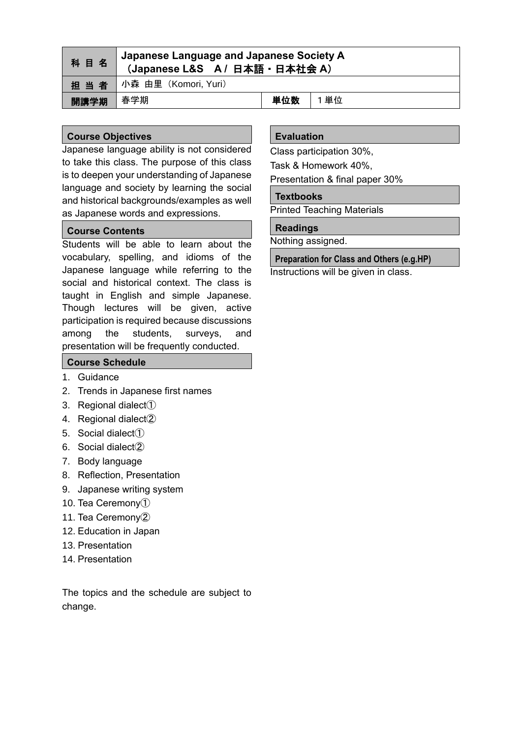| 科 目 名 | Japanese Language and Japanese Society A<br>（Japanese L&S　A / 日本語・日本社会 A） | | |
|---|---|---|---|
| 担 当 者 | 小森 由里（Komori, Yuri） | | |
| 開講学期 | 春学期 | 単位数 | 1 単位 |

## Course Objectives

Japanese language ability is not considered to take this class. The purpose of this class is to deepen your understanding of Japanese language and society by learning the social and historical backgrounds/examples as well as Japanese words and expressions.

## Course Contents

Students will be able to learn about the vocabulary, spelling, and idioms of the Japanese language while referring to the social and historical context. The class is taught in English and simple Japanese. Though lectures will be given, active participation is required because discussions among the students, surveys, and presentation will be frequently conducted.

## Course Schedule

1. Guidance
2. Trends in Japanese first names
3. Regional dialect①
4. Regional dialect②
5. Social dialect①
6. Social dialect②
7. Body language
8. Reflection, Presentation
9. Japanese writing system
10. Tea Ceremony①
11. Tea Ceremony②
12. Education in Japan
13. Presentation
14. Presentation

The topics and the schedule are subject to change.

## Evaluation

Class participation 30%,
Task & Homework 40%,
Presentation & final paper 30%

## Textbooks

Printed Teaching Materials

## Readings

Nothing assigned.

## Preparation for Class and Others (e.g.HP)

Instructions will be given in class.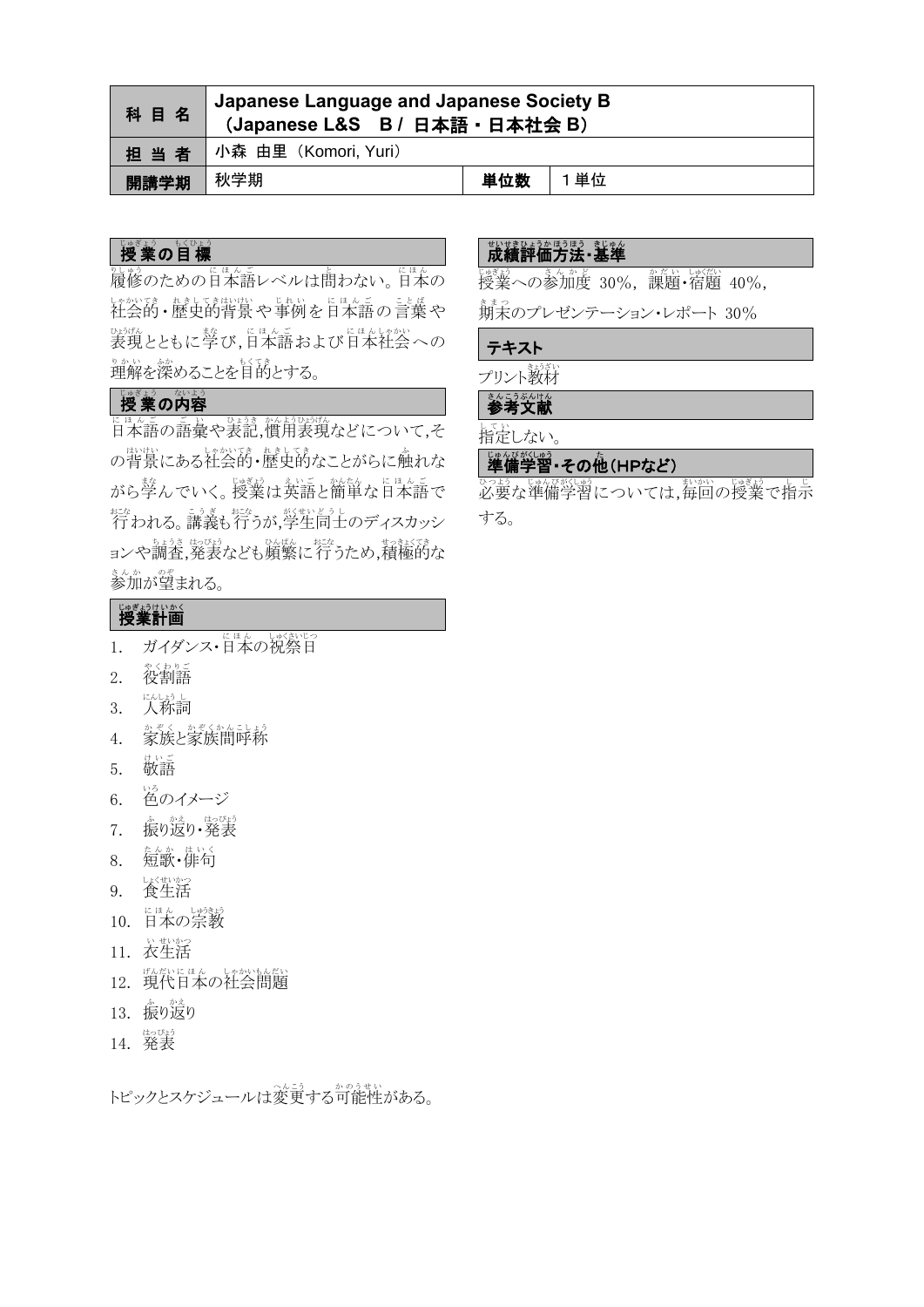| 科目名 | Japanese Language and Japanese Society B<br>（Japanese L&S　B / 日本語・日本社会 B） | | |
| --- | --- | --- | --- |
| 担当者 | 小森 由里（Komori, Yuri） | | |
| 開講学期 | 秋学期 | 単位数 | 1単位 |

## 授業の目標

履修のための日本語レベルは問わない。日本の社会的・歴史的背景や事例を日本語の言葉や表現とともに学び，日本語および日本社会への理解を深めることを目的とする。

## 授業の内容

日本語の語彙や表記，慣用表現などについて，その背景にある社会的・歴史的なことがらに触れながら学んでいく。授業は英語と簡単な日本語で行われる。講義も行うが，学生同士のディスカッションや調査，発表なども頻繁に行うため，積極的な参加が望まれる。

## 授業計画

1. ガイダンス・日本の祝祭日
2. 役割語
3. 人称詞
4. 家族と家族間呼称
5. 敬語
6. 色のイメージ
7. 振り返り・発表
8. 短歌・俳句
9. 食生活
10. 日本の宗教
11. 衣生活
12. 現代日本の社会問題
13. 振り返り
14. 発表

トピックとスケジュールは変更する可能性がある。

## 成績評価方法・基準

授業への参加度 30%，課題・宿題 40%，期末のプレゼンテーション・レポート 30%

## テキスト

プリント教材

## 参考文献

指定しない。

## 準備学習・その他（HPなど）

必要な準備学習については，毎回の授業で指示する。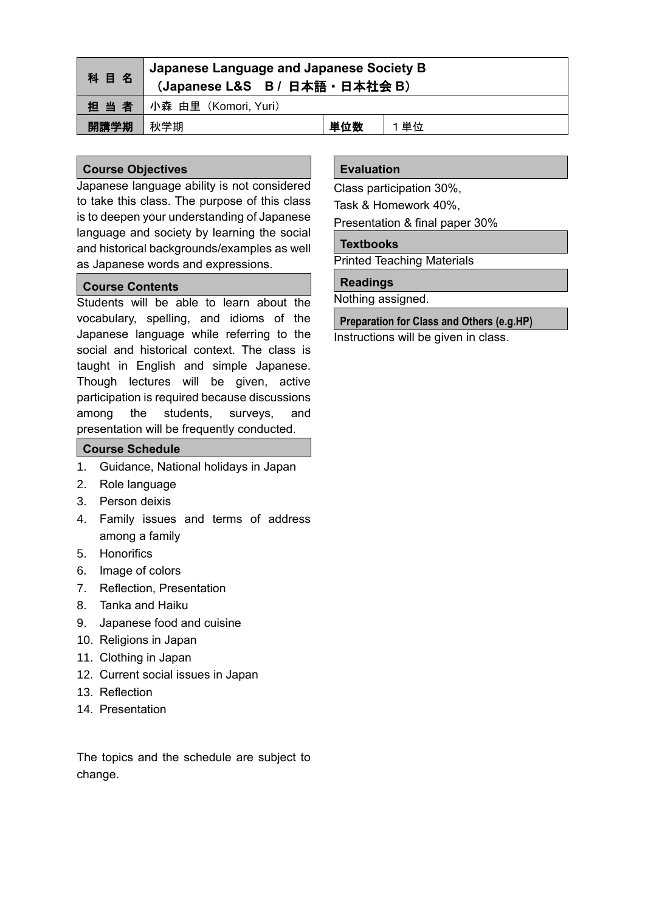| | | | |
|---|---|---|---|
| **科 目 名** | **Japanese Language and Japanese Society B（Japanese L&S　B / 日本語・日本社会 B）** | | |
| **担 当 者** | 小森 由里（Komori, Yuri） | | |
| **開講学期** | 秋学期 | **単位数** | 1 単位 |

### Course Objectives

Japanese language ability is not considered to take this class. The purpose of this class is to deepen your understanding of Japanese language and society by learning the social and historical backgrounds/examples as well as Japanese words and expressions.

### Course Contents

Students will be able to learn about the vocabulary, spelling, and idioms of the Japanese language while referring to the social and historical context. The class is taught in English and simple Japanese. Though lectures will be given, active participation is required because discussions among the students, surveys, and presentation will be frequently conducted.

### Course Schedule

1. Guidance, National holidays in Japan
2. Role language
3. Person deixis
4. Family issues and terms of address among a family
5. Honorifics
6. Image of colors
7. Reflection, Presentation
8. Tanka and Haiku
9. Japanese food and cuisine
10. Religions in Japan
11. Clothing in Japan
12. Current social issues in Japan
13. Reflection
14. Presentation

The topics and the schedule are subject to change.

### Evaluation

Class participation 30%,
Task & Homework 40%,
Presentation & final paper 30%

### Textbooks

Printed Teaching Materials

### Readings

Nothing assigned.

### Preparation for Class and Others (e.g.HP)

Instructions will be given in class.